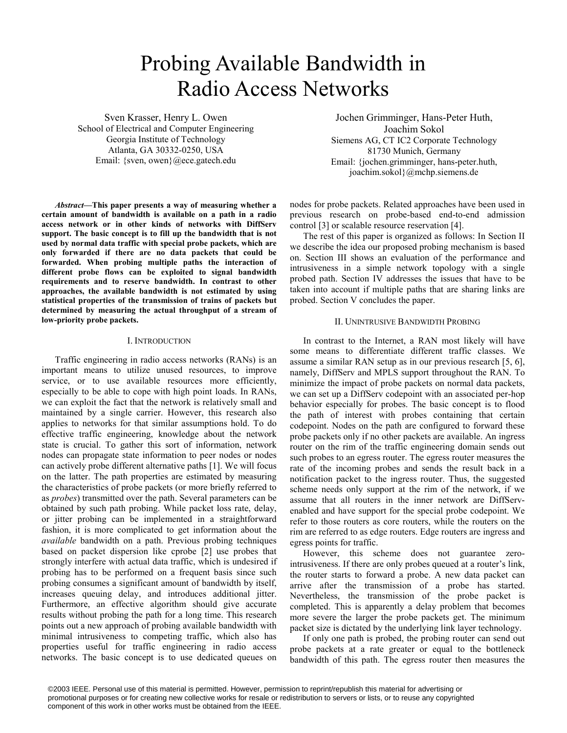# Probing Available Bandwidth in Radio Access Networks

Sven Krasser, Henry L. Owen
School of Electrical and Computer Engineering
Georgia Institute of Technology
Atlanta, GA 30332-0250, USA
Email: {sven, owen}@ece.gatech.edu

Jochen Grimminger, Hans-Peter Huth, Joachim Sokol
Siemens AG, CT IC2 Corporate Technology
81730 Munich, Germany
Email: {jochen.grimminger, hans-peter.huth, joachim.sokol}@mchp.siemens.de

***Abstract*—This paper presents a way of measuring whether a certain amount of bandwidth is available on a path in a radio access network or in other kinds of networks with DiffServ support. The basic concept is to fill up the bandwidth that is not used by normal data traffic with special probe packets, which are only forwarded if there are no data packets that could be forwarded. When probing multiple paths the interaction of different probe flows can be exploited to signal bandwidth requirements and to reserve bandwidth. In contrast to other approaches, the available bandwidth is not estimated by using statistical properties of the transmission of trains of packets but determined by measuring the actual throughput of a stream of low-priority probe packets.**

## I. Introduction

Traffic engineering in radio access networks (RANs) is an important means to utilize unused resources, to improve service, or to use available resources more efficiently, especially to be able to cope with high point loads. In RANs, we can exploit the fact that the network is relatively small and maintained by a single carrier. However, this research also applies to networks for that similar assumptions hold. To do effective traffic engineering, knowledge about the network state is crucial. To gather this sort of information, network nodes can propagate state information to peer nodes or nodes can actively probe different alternative paths [1]. We will focus on the latter. The path properties are estimated by measuring the characteristics of probe packets (or more briefly referred to as *probes*) transmitted over the path. Several parameters can be obtained by such path probing. While packet loss rate, delay, or jitter probing can be implemented in a straightforward fashion, it is more complicated to get information about the *available* bandwidth on a path. Previous probing techniques based on packet dispersion like cprobe [2] use probes that strongly interfere with actual data traffic, which is undesired if probing has to be performed on a frequent basis since such probing consumes a significant amount of bandwidth by itself, increases queuing delay, and introduces additional jitter. Furthermore, an effective algorithm should give accurate results without probing the path for a long time. This research points out a new approach of probing available bandwidth with minimal intrusiveness to competing traffic, which also has properties useful for traffic engineering in radio access networks. The basic concept is to use dedicated queues on nodes for probe packets. Related approaches have been used in previous research on probe-based end-to-end admission control [3] or scalable resource reservation [4].

The rest of this paper is organized as follows: In Section II we describe the idea our proposed probing mechanism is based on. Section III shows an evaluation of the performance and intrusiveness in a simple network topology with a single probed path. Section IV addresses the issues that have to be taken into account if multiple paths that are sharing links are probed. Section V concludes the paper.

## II. Unintrusive Bandwidth Probing

In contrast to the Internet, a RAN most likely will have some means to differentiate different traffic classes. We assume a similar RAN setup as in our previous research [5, 6], namely, DiffServ and MPLS support throughout the RAN. To minimize the impact of probe packets on normal data packets, we can set up a DiffServ codepoint with an associated per-hop behavior especially for probes. The basic concept is to flood the path of interest with probes containing that certain codepoint. Nodes on the path are configured to forward these probe packets only if no other packets are available. An ingress router on the rim of the traffic engineering domain sends out such probes to an egress router. The egress router measures the rate of the incoming probes and sends the result back in a notification packet to the ingress router. Thus, the suggested scheme needs only support at the rim of the network, if we assume that all routers in the inner network are DiffServ-enabled and have support for the special probe codepoint. We refer to those routers as core routers, while the routers on the rim are referred to as edge routers. Edge routers are ingress and egress points for traffic.

However, this scheme does not guarantee zero-intrusiveness. If there are only probes queued at a router's link, the router starts to forward a probe. A new data packet can arrive after the transmission of a probe has started. Nevertheless, the transmission of the probe packet is completed. This is apparently a delay problem that becomes more severe the larger the probe packets get. The minimum packet size is dictated by the underlying link layer technology.

If only one path is probed, the probing router can send out probe packets at a rate greater or equal to the bottleneck bandwidth of this path. The egress router then measures the

©2003 IEEE. Personal use of this material is permitted. However, permission to reprint/republish this material for advertising or promotional purposes or for creating new collective works for resale or redistribution to servers or lists, or to reuse any copyrighted component of this work in other works must be obtained from the IEEE.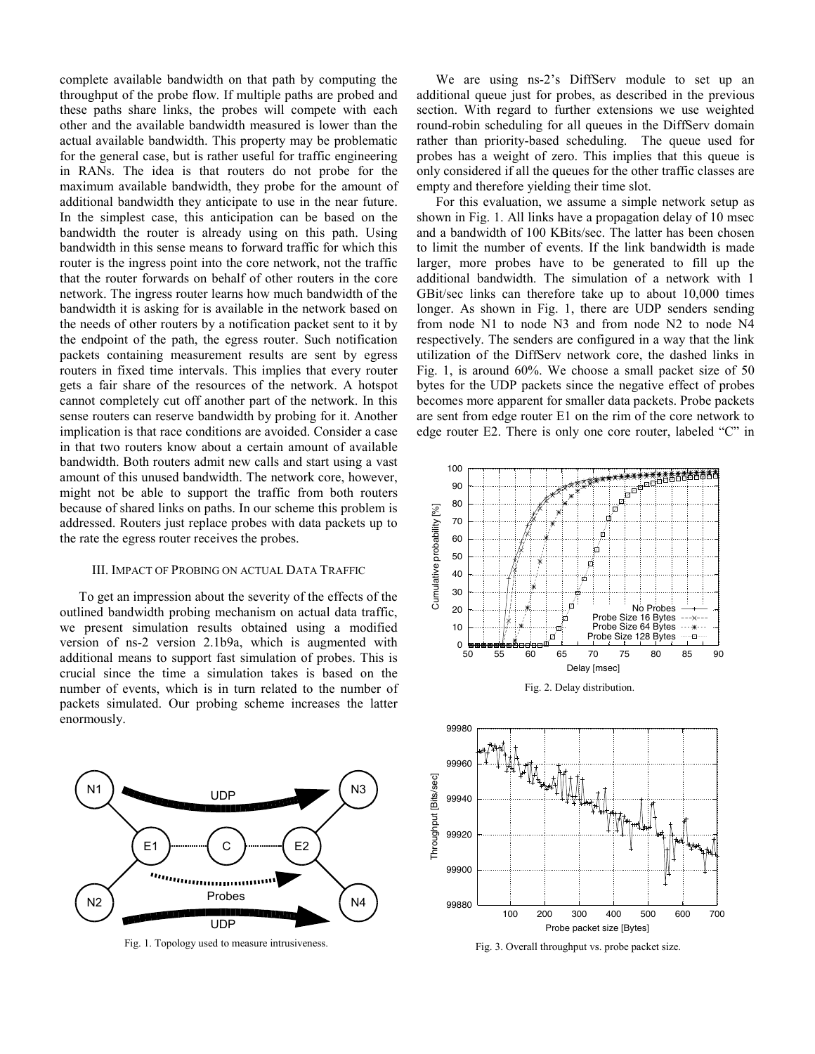complete available bandwidth on that path by computing the throughput of the probe flow. If multiple paths are probed and these paths share links, the probes will compete with each other and the available bandwidth measured is lower than the actual available bandwidth. This property may be problematic for the general case, but is rather useful for traffic engineering in RANs. The idea is that routers do not probe for the maximum available bandwidth, they probe for the amount of additional bandwidth they anticipate to use in the near future. In the simplest case, this anticipation can be based on the bandwidth the router is already using on this path. Using bandwidth in this sense means to forward traffic for which this router is the ingress point into the core network, not the traffic that the router forwards on behalf of other routers in the core network. The ingress router learns how much bandwidth of the bandwidth it is asking for is available in the network based on the needs of other routers by a notification packet sent to it by the endpoint of the path, the egress router. Such notification packets containing measurement results are sent by egress routers in fixed time intervals. This implies that every router gets a fair share of the resources of the network. A hotspot cannot completely cut off another part of the network. In this sense routers can reserve bandwidth by probing for it. Another implication is that race conditions are avoided. Consider a case in that two routers know about a certain amount of available bandwidth. Both routers admit new calls and start using a vast amount of this unused bandwidth. The network core, however, might not be able to support the traffic from both routers because of shared links on paths. In our scheme this problem is addressed. Routers just replace probes with data packets up to the rate the egress router receives the probes.

## III. Impact of Probing on actual Data Traffic

To get an impression about the severity of the effects of the outlined bandwidth probing mechanism on actual data traffic, we present simulation results obtained using a modified version of ns-2 version 2.1b9a, which is augmented with additional means to support fast simulation of probes. This is crucial since the time a simulation takes is based on the number of events, which is in turn related to the number of packets simulated. Our probing scheme increases the latter enormously.

Fig. 1. Topology used to measure intrusiveness.

We are using ns-2's DiffServ module to set up an additional queue just for probes, as described in the previous section. With regard to further extensions we use weighted round-robin scheduling for all queues in the DiffServ domain rather than priority-based scheduling. The queue used for probes has a weight of zero. This implies that this queue is only considered if all the queues for the other traffic classes are empty and therefore yielding their time slot.

For this evaluation, we assume a simple network setup as shown in Fig. 1. All links have a propagation delay of 10 msec and a bandwidth of 100 KBits/sec. The latter has been chosen to limit the number of events. If the link bandwidth is made larger, more probes have to be generated to fill up the additional bandwidth. The simulation of a network with 1 GBit/sec links can therefore take up to about 10,000 times longer. As shown in Fig. 1, there are UDP senders sending from node N1 to node N3 and from node N2 to node N4 respectively. The senders are configured in a way that the link utilization of the DiffServ network core, the dashed links in Fig. 1, is around 60%. We choose a small packet size of 50 bytes for the UDP packets since the negative effect of probes becomes more apparent for smaller data packets. Probe packets are sent from edge router E1 on the rim of the core network to edge router E2. There is only one core router, labeled "C" in

Fig. 2. Delay distribution.

Fig. 3. Overall throughput vs. probe packet size.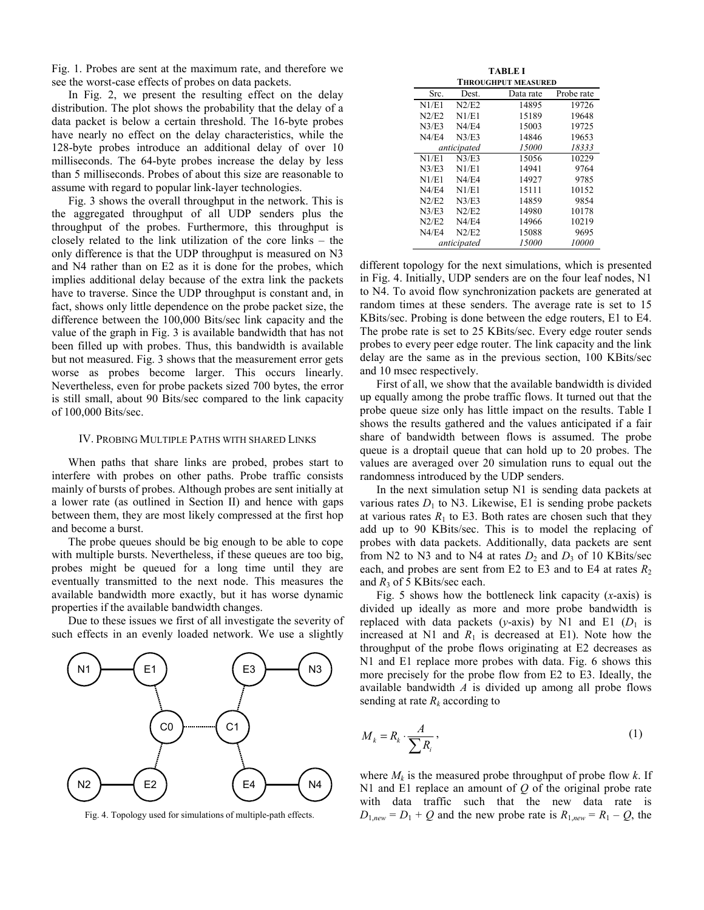Fig. 1. Probes are sent at the maximum rate, and therefore we see the worst-case effects of probes on data packets.

In Fig. 2, we present the resulting effect on the delay distribution. The plot shows the probability that the delay of a data packet is below a certain threshold. The 16-byte probes have nearly no effect on the delay characteristics, while the 128-byte probes introduce an additional delay of over 10 milliseconds. The 64-byte probes increase the delay by less than 5 milliseconds. Probes of about this size are reasonable to assume with regard to popular link-layer technologies.

Fig. 3 shows the overall throughput in the network. This is the aggregated throughput of all UDP senders plus the throughput of the probes. Furthermore, this throughput is closely related to the link utilization of the core links – the only difference is that the UDP throughput is measured on N3 and N4 rather than on E2 as it is done for the probes, which implies additional delay because of the extra link the packets have to traverse. Since the UDP throughput is constant and, in fact, shows only little dependence on the probe packet size, the difference between the 100,000 Bits/sec link capacity and the value of the graph in Fig. 3 is available bandwidth that has not been filled up with probes. Thus, this bandwidth is available but not measured. Fig. 3 shows that the measurement error gets worse as probes become larger. This occurs linearly. Nevertheless, even for probe packets sized 700 bytes, the error is still small, about 90 Bits/sec compared to the link capacity of 100,000 Bits/sec.

## IV. Probing Multiple Paths with shared Links

When paths that share links are probed, probes start to interfere with probes on other paths. Probe traffic consists mainly of bursts of probes. Although probes are sent initially at a lower rate (as outlined in Section II) and hence with gaps between them, they are most likely compressed at the first hop and become a burst.

The probe queues should be big enough to be able to cope with multiple bursts. Nevertheless, if these queues are too big, probes might be queued for a long time until they are eventually transmitted to the next node. This measures the available bandwidth more exactly, but it has worse dynamic properties if the available bandwidth changes.

Due to these issues we first of all investigate the severity of such effects in an evenly loaded network. We use a slightly different topology for the next simulations, which is presented in Fig. 4. Initially, UDP senders are on the four leaf nodes, N1 to N4. To avoid flow synchronization packets are generated at random times at these senders. The average rate is set to 15 KBits/sec. Probing is done between the edge routers, E1 to E4. The probe rate is set to 25 KBits/sec. Every edge router sends probes to every peer edge router. The link capacity and the link delay are the same as in the previous section, 100 KBits/sec and 10 msec respectively.

Fig. 4. Topology used for simulations of multiple-path effects.

**TABLE I**
**Throughput measured**

| Src. | Dest. | Data rate | Probe rate |
|---|---|---|---|
| N1/E1 | N2/E2 | 14895 | 19726 |
| N2/E2 | N1/E1 | 15189 | 19648 |
| N3/E3 | N4/E4 | 15003 | 19725 |
| N4/E4 | N3/E3 | 14846 | 19653 |
| *anticipated* | | *15000* | *18333* |
| N1/E1 | N3/E3 | 15056 | 10229 |
| N3/E3 | N1/E1 | 14941 | 9764 |
| N1/E1 | N4/E4 | 14927 | 9785 |
| N4/E4 | N1/E1 | 15111 | 10152 |
| N2/E2 | N3/E3 | 14859 | 9854 |
| N3/E3 | N2/E2 | 14980 | 10178 |
| N2/E2 | N4/E4 | 14966 | 10219 |
| N4/E4 | N2/E2 | 15088 | 9695 |
| *anticipated* | | *15000* | *10000* |

First of all, we show that the available bandwidth is divided up equally among the probe traffic flows. It turned out that the probe queue size only has little impact on the results. Table I shows the results gathered and the values anticipated if a fair share of bandwidth between flows is assumed. The probe queue is a droptail queue that can hold up to 20 probes. The values are averaged over 20 simulation runs to equal out the randomness introduced by the UDP senders.

In the next simulation setup N1 is sending data packets at various rates $D_1$ to N3. Likewise, E1 is sending probe packets at various rates $R_1$ to E3. Both rates are chosen such that they add up to 90 KBits/sec. This is to model the replacing of probes with data packets. Additionally, data packets are sent from N2 to N3 and to N4 at rates $D_2$ and $D_3$ of 10 KBits/sec each, and probes are sent from E2 to E3 and to E4 at rates $R_2$ and $R_3$ of 5 KBits/sec each.

Fig. 5 shows how the bottleneck link capacity (*x*-axis) is divided up ideally as more and more probe bandwidth is replaced with data packets (*y*-axis) by N1 and E1 ($D_1$ is increased at N1 and $R_1$ is decreased at E1). Note how the throughput of the probe flows originating at E2 decreases as N1 and E1 replace more probes with data. Fig. 6 shows this more precisely for the probe flow from E2 to E3. Ideally, the available bandwidth $A$ is divided up among all probe flows sending at rate $R_k$ according to

$$M_k = R_k \cdot \frac{A}{\sum R_i}, \tag{1}$$

where $M_k$ is the measured probe throughput of probe flow $k$. If N1 and E1 replace an amount of $Q$ of the original probe rate with data traffic such that the new data rate is $D_{1,new} = D_1 + Q$ and the new probe rate is $R_{1,new} = R_1 - Q$, the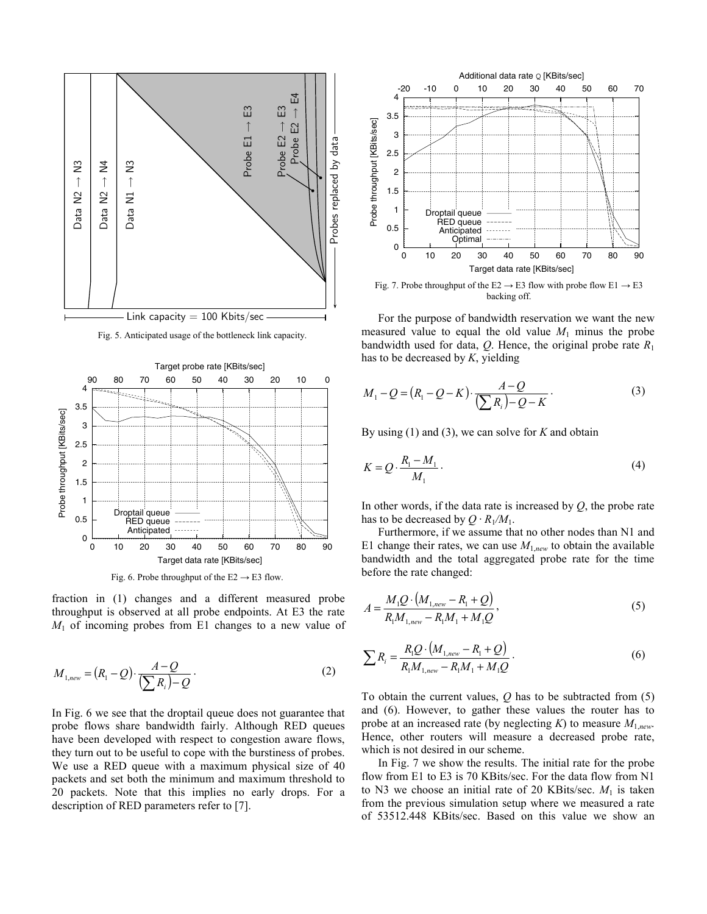Fig. 5. Anticipated usage of the bottleneck link capacity.

Fig. 6. Probe throughput of the E2 → E3 flow.

fraction in (1) changes and a different measured probe throughput is observed at all probe endpoints. At E3 the rate $M_1$ of incoming probes from E1 changes to a new value of

$$M_{1,new} = (R_1 - Q) \cdot \frac{A - Q}{\left(\sum R_i\right) - Q}. \tag{2}$$

In Fig. 6 we see that the droptail queue does not guarantee that probe flows share bandwidth fairly. Although RED queues have been developed with respect to congestion aware flows, they turn out to be useful to cope with the burstiness of probes. We use a RED queue with a maximum physical size of 40 packets and set both the minimum and maximum threshold to 20 packets. Note that this implies no early drops. For a description of RED parameters refer to [7].

Fig. 7. Probe throughput of the E2 → E3 flow with probe flow E1 → E3 backing off.

For the purpose of bandwidth reservation we want the new measured value to equal the old value $M_1$ minus the probe bandwidth used for data, $Q$. Hence, the original probe rate $R_1$ has to be decreased by $K$, yielding

$$M_1 - Q = (R_1 - Q - K) \cdot \frac{A - Q}{\left(\sum R_i\right) - Q - K}. \tag{3}$$

By using (1) and (3), we can solve for $K$ and obtain

$$K = Q \cdot \frac{R_1 - M_1}{M_1}. \tag{4}$$

In other words, if the data rate is increased by $Q$, the probe rate has to be decreased by $Q \cdot R_1/M_1$.

Furthermore, if we assume that no other nodes than N1 and E1 change their rates, we can use $M_{1,new}$ to obtain the available bandwidth and the total aggregated probe rate for the time before the rate changed:

$$A = \frac{M_1 Q \cdot \left(M_{1,new} - R_1 + Q\right)}{R_1 M_{1,new} - R_1 M_1 + M_1 Q}, \tag{5}$$

$$\sum R_i = \frac{R_1 Q \cdot \left(M_{1,new} - R_1 + Q\right)}{R_1 M_{1,new} - R_1 M_1 + M_1 Q}. \tag{6}$$

To obtain the current values, $Q$ has to be subtracted from (5) and (6). However, to gather these values the router has to probe at an increased rate (by neglecting $K$) to measure $M_{1,new}$. Hence, other routers will measure a decreased probe rate, which is not desired in our scheme.

In Fig. 7 we show the results. The initial rate for the probe flow from E1 to E3 is 70 KBits/sec. For the data flow from N1 to N3 we choose an initial rate of 20 KBits/sec. $M_1$ is taken from the previous simulation setup where we measured a rate of 53512.448 KBits/sec. Based on this value we show an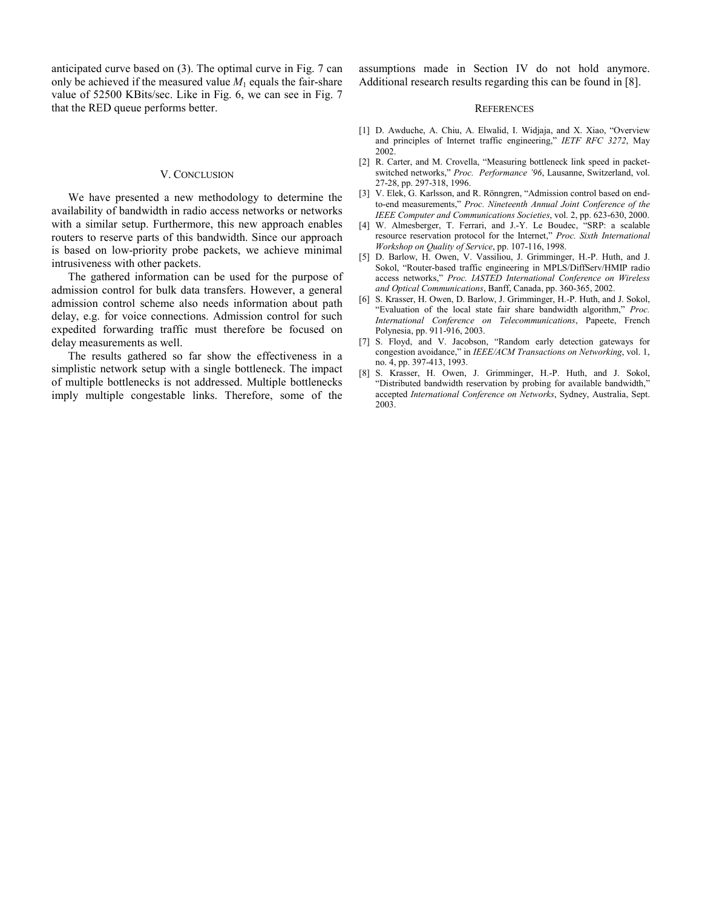anticipated curve based on (3). The optimal curve in Fig. 7 can only be achieved if the measured value $M_1$ equals the fair-share value of 52500 KBits/sec. Like in Fig. 6, we can see in Fig. 7 that the RED queue performs better.

## V. Conclusion

We have presented a new methodology to determine the availability of bandwidth in radio access networks or networks with a similar setup. Furthermore, this new approach enables routers to reserve parts of this bandwidth. Since our approach is based on low-priority probe packets, we achieve minimal intrusiveness with other packets.

The gathered information can be used for the purpose of admission control for bulk data transfers. However, a general admission control scheme also needs information about path delay, e.g. for voice connections. Admission control for such expedited forwarding traffic must therefore be focused on delay measurements as well.

The results gathered so far show the effectiveness in a simplistic network setup with a single bottleneck. The impact of multiple bottlenecks is not addressed. Multiple bottlenecks imply multiple congestable links. Therefore, some of the assumptions made in Section IV do not hold anymore. Additional research results regarding this can be found in [8].

## References

[1] D. Awduche, A. Chiu, A. Elwalid, I. Widjaja, and X. Xiao, "Overview and principles of Internet traffic engineering," *IETF RFC 3272*, May 2002.

[2] R. Carter, and M. Crovella, "Measuring bottleneck link speed in packet-switched networks," *Proc. Performance '96*, Lausanne, Switzerland, vol. 27-28, pp. 297-318, 1996.

[3] V. Elek, G. Karlsson, and R. Rönngren, "Admission control based on end-to-end measurements," *Proc. Nineteenth Annual Joint Conference of the IEEE Computer and Communications Societies*, vol. 2, pp. 623-630, 2000.

[4] W. Almesberger, T. Ferrari, and J.-Y. Le Boudec, "SRP: a scalable resource reservation protocol for the Internet," *Proc. Sixth International Workshop on Quality of Service*, pp. 107-116, 1998.

[5] D. Barlow, H. Owen, V. Vassiliou, J. Grimminger, H.-P. Huth, and J. Sokol, "Router-based traffic engineering in MPLS/DiffServ/HMIP radio access networks," *Proc. IASTED International Conference on Wireless and Optical Communications*, Banff, Canada, pp. 360-365, 2002.

[6] S. Krasser, H. Owen, D. Barlow, J. Grimminger, H.-P. Huth, and J. Sokol, "Evaluation of the local state fair share bandwidth algorithm," *Proc. International Conference on Telecommunications*, Papeete, French Polynesia, pp. 911-916, 2003.

[7] S. Floyd, and V. Jacobson, "Random early detection gateways for congestion avoidance," in *IEEE/ACM Transactions on Networking*, vol. 1, no. 4, pp. 397-413, 1993.

[8] S. Krasser, H. Owen, J. Grimminger, H.-P. Huth, and J. Sokol, "Distributed bandwidth reservation by probing for available bandwidth," accepted *International Conference on Networks*, Sydney, Australia, Sept. 2003.